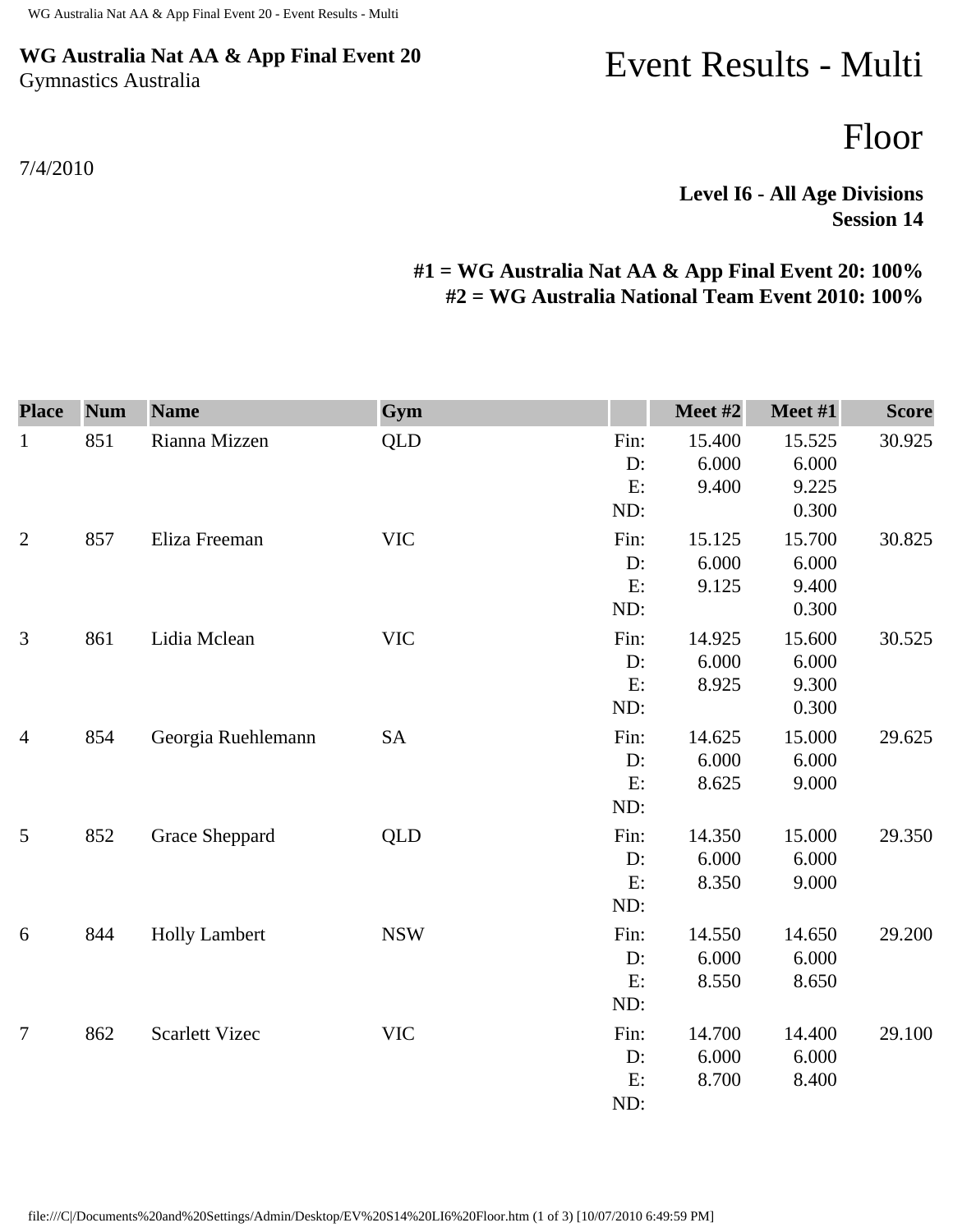**WG Australia Nat AA & App Final Event 20**
Gymnastics Australia

7/4/2010

# Event Results - Multi

# Floor

**Level I6 - All Age Divisions**
**Session 14**

**#1 = WG Australia Nat AA & App Final Event 20: 100%**
**#2 = WG Australia National Team Event 2010: 100%**

| Place | Num | Name | Gym | | Meet #2 | Meet #1 | Score |
|---|---|---|---|---|---|---|---|
| 1 | 851 | Rianna Mizzen | QLD | Fin: | 15.400 | 15.525 | 30.925 |
| | | | | D: | 6.000 | 6.000 | |
| | | | | E: | 9.400 | 9.225 | |
| | | | | ND: | | 0.300 | |
| 2 | 857 | Eliza Freeman | VIC | Fin: | 15.125 | 15.700 | 30.825 |
| | | | | D: | 6.000 | 6.000 | |
| | | | | E: | 9.125 | 9.400 | |
| | | | | ND: | | 0.300 | |
| 3 | 861 | Lidia Mclean | VIC | Fin: | 14.925 | 15.600 | 30.525 |
| | | | | D: | 6.000 | 6.000 | |
| | | | | E: | 8.925 | 9.300 | |
| | | | | ND: | | 0.300 | |
| 4 | 854 | Georgia Ruehlemann | SA | Fin: | 14.625 | 15.000 | 29.625 |
| | | | | D: | 6.000 | 6.000 | |
| | | | | E: | 8.625 | 9.000 | |
| | | | | ND: | | | |
| 5 | 852 | Grace Sheppard | QLD | Fin: | 14.350 | 15.000 | 29.350 |
| | | | | D: | 6.000 | 6.000 | |
| | | | | E: | 8.350 | 9.000 | |
| | | | | ND: | | | |
| 6 | 844 | Holly Lambert | NSW | Fin: | 14.550 | 14.650 | 29.200 |
| | | | | D: | 6.000 | 6.000 | |
| | | | | E: | 8.550 | 8.650 | |
| | | | | ND: | | | |
| 7 | 862 | Scarlett Vizec | VIC | Fin: | 14.700 | 14.400 | 29.100 |
| | | | | D: | 6.000 | 6.000 | |
| | | | | E: | 8.700 | 8.400 | |
| | | | | ND: | | | |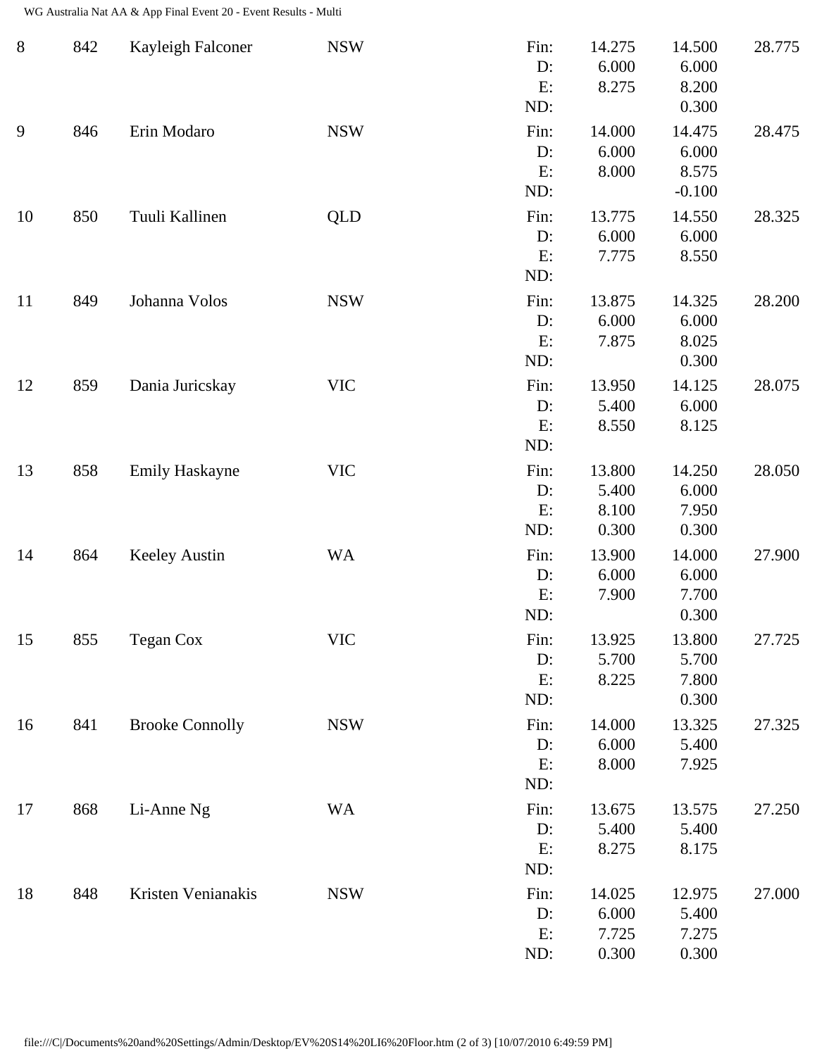| Rank | No. | Name | State | | Apparatus 1 | Apparatus 2 | Total |
|---|---|---|---|---|---|---|---|
| 8 | 842 | Kayleigh Falconer | NSW | Fin: | 14.275 | 14.500 | 28.775 |
| | | | | D: | 6.000 | 6.000 | |
| | | | | E: | 8.275 | 8.200 | |
| | | | | ND: | | 0.300 | |
| 9 | 846 | Erin Modaro | NSW | Fin: | 14.000 | 14.475 | 28.475 |
| | | | | D: | 6.000 | 6.000 | |
| | | | | E: | 8.000 | 8.575 | |
| | | | | ND: | | -0.100 | |
| 10 | 850 | Tuuli Kallinen | QLD | Fin: | 13.775 | 14.550 | 28.325 |
| | | | | D: | 6.000 | 6.000 | |
| | | | | E: | 7.775 | 8.550 | |
| | | | | ND: | | | |
| 11 | 849 | Johanna Volos | NSW | Fin: | 13.875 | 14.325 | 28.200 |
| | | | | D: | 6.000 | 6.000 | |
| | | | | E: | 7.875 | 8.025 | |
| | | | | ND: | | 0.300 | |
| 12 | 859 | Dania Juricskay | VIC | Fin: | 13.950 | 14.125 | 28.075 |
| | | | | D: | 5.400 | 6.000 | |
| | | | | E: | 8.550 | 8.125 | |
| | | | | ND: | | | |
| 13 | 858 | Emily Haskayne | VIC | Fin: | 13.800 | 14.250 | 28.050 |
| | | | | D: | 5.400 | 6.000 | |
| | | | | E: | 8.100 | 7.950 | |
| | | | | ND: | 0.300 | 0.300 | |
| 14 | 864 | Keeley Austin | WA | Fin: | 13.900 | 14.000 | 27.900 |
| | | | | D: | 6.000 | 6.000 | |
| | | | | E: | 7.900 | 7.700 | |
| | | | | ND: | | 0.300 | |
| 15 | 855 | Tegan Cox | VIC | Fin: | 13.925 | 13.800 | 27.725 |
| | | | | D: | 5.700 | 5.700 | |
| | | | | E: | 8.225 | 7.800 | |
| | | | | ND: | | 0.300 | |
| 16 | 841 | Brooke Connolly | NSW | Fin: | 14.000 | 13.325 | 27.325 |
| | | | | D: | 6.000 | 5.400 | |
| | | | | E: | 8.000 | 7.925 | |
| | | | | ND: | | | |
| 17 | 868 | Li-Anne Ng | WA | Fin: | 13.675 | 13.575 | 27.250 |
| | | | | D: | 5.400 | 5.400 | |
| | | | | E: | 8.275 | 8.175 | |
| | | | | ND: | | | |
| 18 | 848 | Kristen Venianakis | NSW | Fin: | 14.025 | 12.975 | 27.000 |
| | | | | D: | 6.000 | 5.400 | |
| | | | | E: | 7.725 | 7.275 | |
| | | | | ND: | 0.300 | 0.300 | |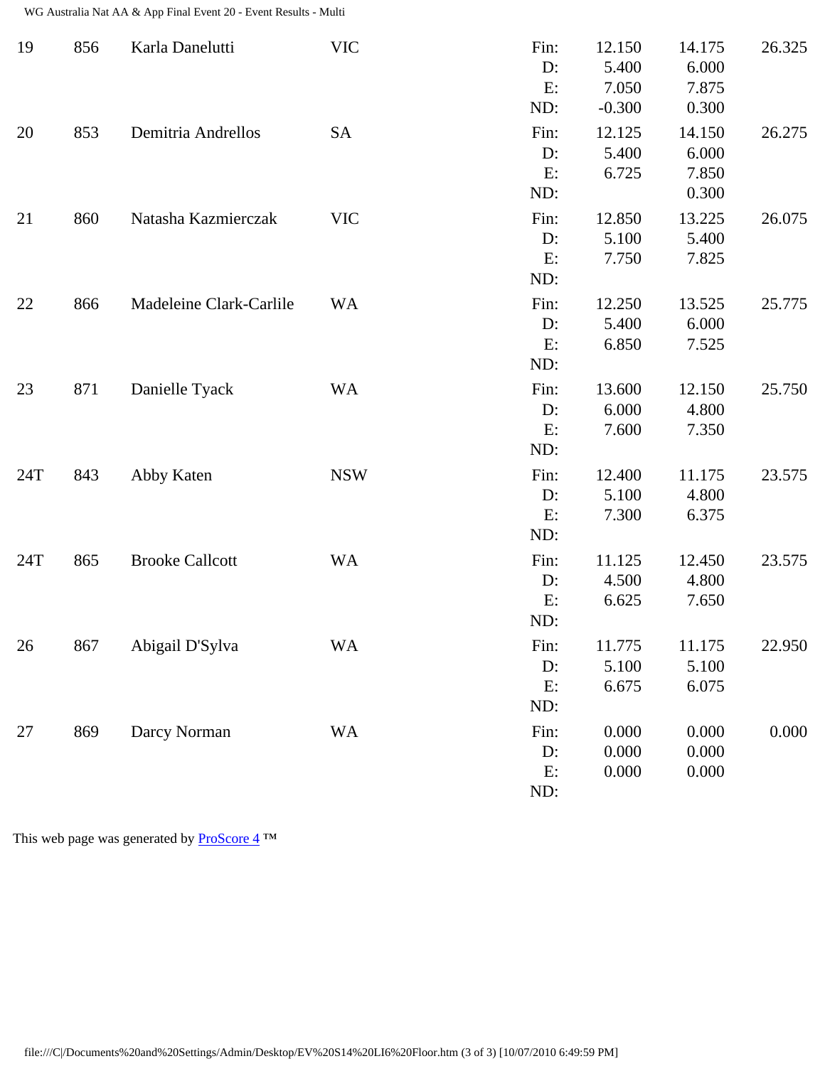| | | | | | | | |
|---|---|---|---|---|---|---|---|
| 19 | 856 | Karla Danelutti | VIC | Fin: | 12.150 | 14.175 | 26.325 |
| | | | | D: | 5.400 | 6.000 | |
| | | | | E: | 7.050 | 7.875 | |
| | | | | ND: | -0.300 | 0.300 | |
| 20 | 853 | Demitria Andrellos | SA | Fin: | 12.125 | 14.150 | 26.275 |
| | | | | D: | 5.400 | 6.000 | |
| | | | | E: | 6.725 | 7.850 | |
| | | | | ND: | | 0.300 | |
| 21 | 860 | Natasha Kazmierczak | VIC | Fin: | 12.850 | 13.225 | 26.075 |
| | | | | D: | 5.100 | 5.400 | |
| | | | | E: | 7.750 | 7.825 | |
| | | | | ND: | | | |
| 22 | 866 | Madeleine Clark-Carlile | WA | Fin: | 12.250 | 13.525 | 25.775 |
| | | | | D: | 5.400 | 6.000 | |
| | | | | E: | 6.850 | 7.525 | |
| | | | | ND: | | | |
| 23 | 871 | Danielle Tyack | WA | Fin: | 13.600 | 12.150 | 25.750 |
| | | | | D: | 6.000 | 4.800 | |
| | | | | E: | 7.600 | 7.350 | |
| | | | | ND: | | | |
| 24T | 843 | Abby Katen | NSW | Fin: | 12.400 | 11.175 | 23.575 |
| | | | | D: | 5.100 | 4.800 | |
| | | | | E: | 7.300 | 6.375 | |
| | | | | ND: | | | |
| 24T | 865 | Brooke Callcott | WA | Fin: | 11.125 | 12.450 | 23.575 |
| | | | | D: | 4.500 | 4.800 | |
| | | | | E: | 6.625 | 7.650 | |
| | | | | ND: | | | |
| 26 | 867 | Abigail D'Sylva | WA | Fin: | 11.775 | 11.175 | 22.950 |
| | | | | D: | 5.100 | 5.100 | |
| | | | | E: | 6.675 | 6.075 | |
| | | | | ND: | | | |
| 27 | 869 | Darcy Norman | WA | Fin: | 0.000 | 0.000 | 0.000 |
| | | | | D: | 0.000 | 0.000 | |
| | | | | E: | 0.000 | 0.000 | |
| | | | | ND: | | | |

This web page was generated by ProScore 4 ™